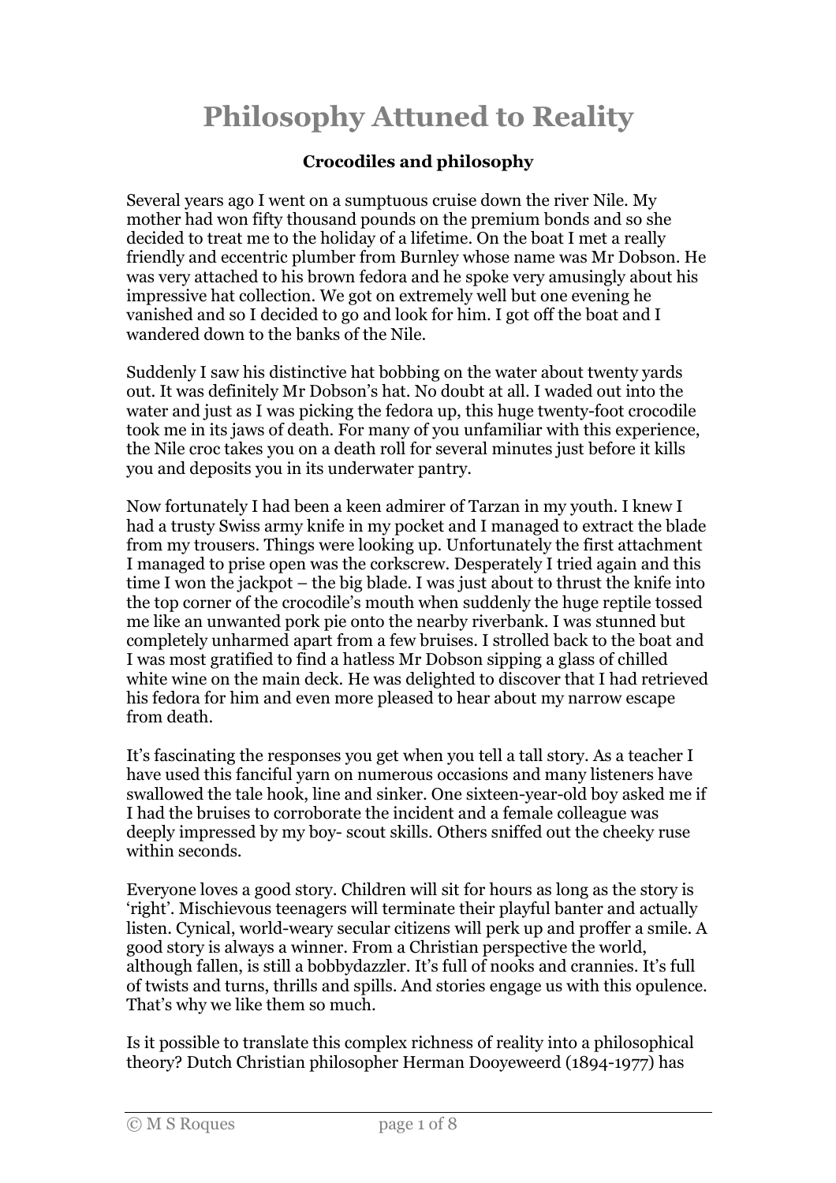# Philosophy Attuned to Reality

### Crocodiles and philosophy

Several years ago I went on a sumptuous cruise down the river Nile. My mother had won fifty thousand pounds on the premium bonds and so she decided to treat me to the holiday of a lifetime. On the boat I met a really friendly and eccentric plumber from Burnley whose name was Mr Dobson. He was very attached to his brown fedora and he spoke very amusingly about his impressive hat collection. We got on extremely well but one evening he vanished and so I decided to go and look for him. I got off the boat and I wandered down to the banks of the Nile.

Suddenly I saw his distinctive hat bobbing on the water about twenty yards out. It was definitely Mr Dobson's hat. No doubt at all. I waded out into the water and just as I was picking the fedora up, this huge twenty-foot crocodile took me in its jaws of death. For many of you unfamiliar with this experience, the Nile croc takes you on a death roll for several minutes just before it kills you and deposits you in its underwater pantry.

Now fortunately I had been a keen admirer of Tarzan in my youth. I knew I had a trusty Swiss army knife in my pocket and I managed to extract the blade from my trousers. Things were looking up. Unfortunately the first attachment I managed to prise open was the corkscrew. Desperately I tried again and this time I won the jackpot – the big blade. I was just about to thrust the knife into the top corner of the crocodile's mouth when suddenly the huge reptile tossed me like an unwanted pork pie onto the nearby riverbank. I was stunned but completely unharmed apart from a few bruises. I strolled back to the boat and I was most gratified to find a hatless Mr Dobson sipping a glass of chilled white wine on the main deck. He was delighted to discover that I had retrieved his fedora for him and even more pleased to hear about my narrow escape from death.

It's fascinating the responses you get when you tell a tall story. As a teacher I have used this fanciful yarn on numerous occasions and many listeners have swallowed the tale hook, line and sinker. One sixteen-year-old boy asked me if I had the bruises to corroborate the incident and a female colleague was deeply impressed by my boy- scout skills. Others sniffed out the cheeky ruse within seconds.

Everyone loves a good story. Children will sit for hours as long as the story is 'right'. Mischievous teenagers will terminate their playful banter and actually listen. Cynical, world-weary secular citizens will perk up and proffer a smile. A good story is always a winner. From a Christian perspective the world, although fallen, is still a bobbydazzler. It's full of nooks and crannies. It's full of twists and turns, thrills and spills. And stories engage us with this opulence. That's why we like them so much.

Is it possible to translate this complex richness of reality into a philosophical theory? Dutch Christian philosopher Herman Dooyeweerd (1894-1977) has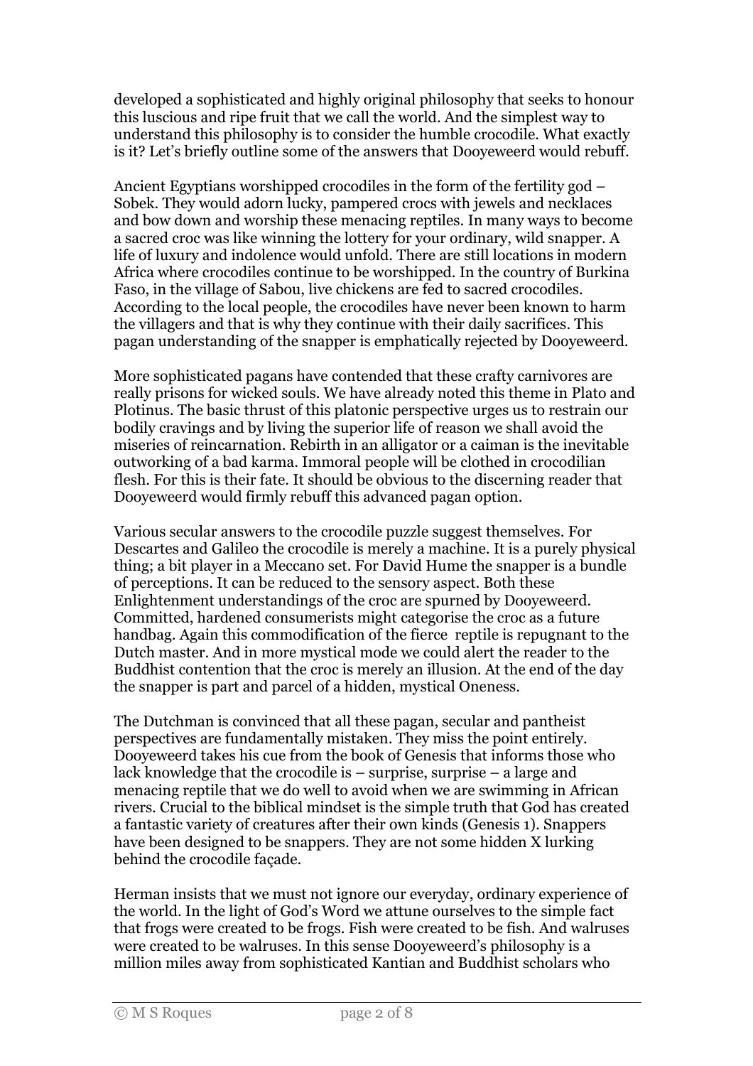developed a sophisticated and highly original philosophy that seeks to honour this luscious and ripe fruit that we call the world. And the simplest way to understand this philosophy is to consider the humble crocodile. What exactly is it? Let's briefly outline some of the answers that Dooyeweerd would rebuff.

Ancient Egyptians worshipped crocodiles in the form of the fertility god – Sobek. They would adorn lucky, pampered crocs with jewels and necklaces and bow down and worship these menacing reptiles. In many ways to become a sacred croc was like winning the lottery for your ordinary, wild snapper. A life of luxury and indolence would unfold. There are still locations in modern Africa where crocodiles continue to be worshipped. In the country of Burkina Faso, in the village of Sabou, live chickens are fed to sacred crocodiles. According to the local people, the crocodiles have never been known to harm the villagers and that is why they continue with their daily sacrifices. This pagan understanding of the snapper is emphatically rejected by Dooyeweerd.

More sophisticated pagans have contended that these crafty carnivores are really prisons for wicked souls. We have already noted this theme in Plato and Plotinus. The basic thrust of this platonic perspective urges us to restrain our bodily cravings and by living the superior life of reason we shall avoid the miseries of reincarnation. Rebirth in an alligator or a caiman is the inevitable outworking of a bad karma. Immoral people will be clothed in crocodilian flesh. For this is their fate. It should be obvious to the discerning reader that Dooyeweerd would firmly rebuff this advanced pagan option.

Various secular answers to the crocodile puzzle suggest themselves. For Descartes and Galileo the crocodile is merely a machine. It is a purely physical thing; a bit player in a Meccano set. For David Hume the snapper is a bundle of perceptions. It can be reduced to the sensory aspect. Both these Enlightenment understandings of the croc are spurned by Dooyeweerd. Committed, hardened consumerists might categorise the croc as a future handbag. Again this commodification of the fierce reptile is repugnant to the Dutch master. And in more mystical mode we could alert the reader to the Buddhist contention that the croc is merely an illusion. At the end of the day the snapper is part and parcel of a hidden, mystical Oneness.

The Dutchman is convinced that all these pagan, secular and pantheist perspectives are fundamentally mistaken. They miss the point entirely. Dooyeweerd takes his cue from the book of Genesis that informs those who lack knowledge that the crocodile is – surprise, surprise – a large and menacing reptile that we do well to avoid when we are swimming in African rivers. Crucial to the biblical mindset is the simple truth that God has created a fantastic variety of creatures after their own kinds (Genesis 1). Snappers have been designed to be snappers. They are not some hidden X lurking behind the crocodile façade.

Herman insists that we must not ignore our everyday, ordinary experience of the world. In the light of God's Word we attune ourselves to the simple fact that frogs were created to be frogs. Fish were created to be fish. And walruses were created to be walruses. In this sense Dooyeweerd's philosophy is a million miles away from sophisticated Kantian and Buddhist scholars who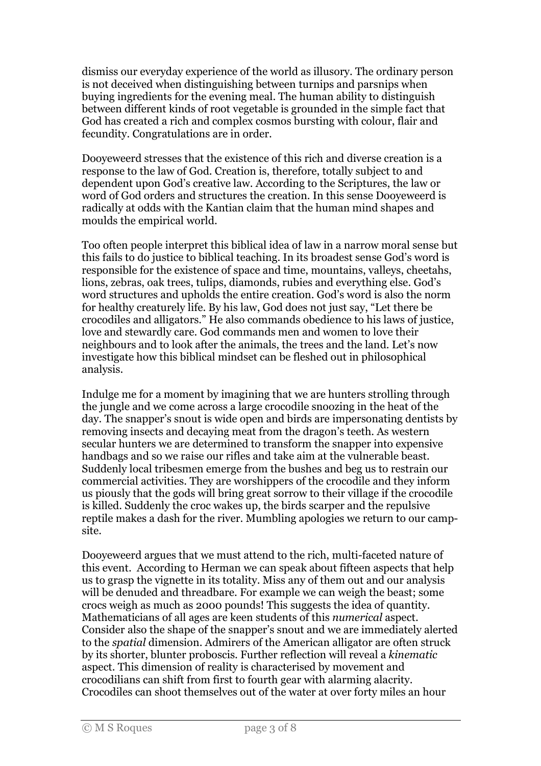dismiss our everyday experience of the world as illusory. The ordinary person is not deceived when distinguishing between turnips and parsnips when buying ingredients for the evening meal. The human ability to distinguish between different kinds of root vegetable is grounded in the simple fact that God has created a rich and complex cosmos bursting with colour, flair and fecundity. Congratulations are in order.

Dooyeweerd stresses that the existence of this rich and diverse creation is a response to the law of God. Creation is, therefore, totally subject to and dependent upon God's creative law. According to the Scriptures, the law or word of God orders and structures the creation. In this sense Dooyeweerd is radically at odds with the Kantian claim that the human mind shapes and moulds the empirical world.

Too often people interpret this biblical idea of law in a narrow moral sense but this fails to do justice to biblical teaching. In its broadest sense God's word is responsible for the existence of space and time, mountains, valleys, cheetahs, lions, zebras, oak trees, tulips, diamonds, rubies and everything else. God's word structures and upholds the entire creation. God's word is also the norm for healthy creaturely life. By his law, God does not just say, "Let there be crocodiles and alligators." He also commands obedience to his laws of justice, love and stewardly care. God commands men and women to love their neighbours and to look after the animals, the trees and the land. Let's now investigate how this biblical mindset can be fleshed out in philosophical analysis.

Indulge me for a moment by imagining that we are hunters strolling through the jungle and we come across a large crocodile snoozing in the heat of the day. The snapper's snout is wide open and birds are impersonating dentists by removing insects and decaying meat from the dragon's teeth. As western secular hunters we are determined to transform the snapper into expensive handbags and so we raise our rifles and take aim at the vulnerable beast. Suddenly local tribesmen emerge from the bushes and beg us to restrain our commercial activities. They are worshippers of the crocodile and they inform us piously that the gods will bring great sorrow to their village if the crocodile is killed. Suddenly the croc wakes up, the birds scarper and the repulsive reptile makes a dash for the river. Mumbling apologies we return to our camp-site.

Dooyeweerd argues that we must attend to the rich, multi-faceted nature of this event. According to Herman we can speak about fifteen aspects that help us to grasp the vignette in its totality. Miss any of them out and our analysis will be denuded and threadbare. For example we can weigh the beast; some crocs weigh as much as 2000 pounds! This suggests the idea of quantity. Mathematicians of all ages are keen students of this *numerical* aspect. Consider also the shape of the snapper's snout and we are immediately alerted to the *spatial* dimension. Admirers of the American alligator are often struck by its shorter, blunter proboscis. Further reflection will reveal a *kinematic* aspect. This dimension of reality is characterised by movement and crocodilians can shift from first to fourth gear with alarming alacrity. Crocodiles can shoot themselves out of the water at over forty miles an hour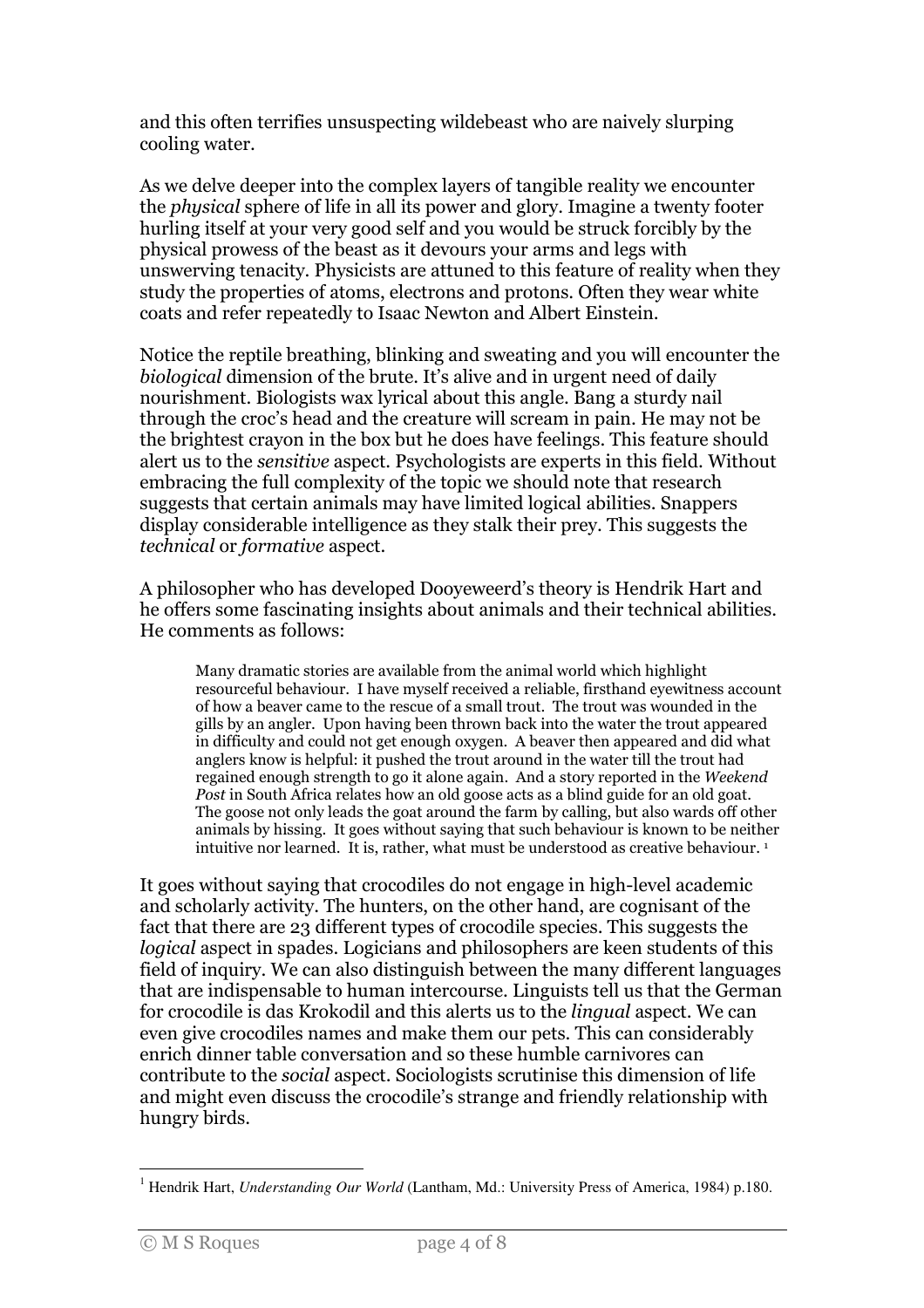and this often terrifies unsuspecting wildebeest who are naively slurping cooling water.

As we delve deeper into the complex layers of tangible reality we encounter the *physical* sphere of life in all its power and glory. Imagine a twenty footer hurling itself at your very good self and you would be struck forcibly by the physical prowess of the beast as it devours your arms and legs with unswerving tenacity. Physicists are attuned to this feature of reality when they study the properties of atoms, electrons and protons. Often they wear white coats and refer repeatedly to Isaac Newton and Albert Einstein.

Notice the reptile breathing, blinking and sweating and you will encounter the *biological* dimension of the brute. It's alive and in urgent need of daily nourishment. Biologists wax lyrical about this angle. Bang a sturdy nail through the croc's head and the creature will scream in pain. He may not be the brightest crayon in the box but he does have feelings. This feature should alert us to the *sensitive* aspect. Psychologists are experts in this field. Without embracing the full complexity of the topic we should note that research suggests that certain animals may have limited logical abilities. Snappers display considerable intelligence as they stalk their prey. This suggests the *technical* or *formative* aspect.

A philosopher who has developed Dooyeweerd's theory is Hendrik Hart and he offers some fascinating insights about animals and their technical abilities. He comments as follows:

> Many dramatic stories are available from the animal world which highlight resourceful behaviour. I have myself received a reliable, firsthand eyewitness account of how a beaver came to the rescue of a small trout. The trout was wounded in the gills by an angler. Upon having been thrown back into the water the trout appeared in difficulty and could not get enough oxygen. A beaver then appeared and did what anglers know is helpful: it pushed the trout around in the water till the trout had regained enough strength to go it alone again. And a story reported in the *Weekend Post* in South Africa relates how an old goose acts as a blind guide for an old goat. The goose not only leads the goat around the farm by calling, but also wards off other animals by hissing. It goes without saying that such behaviour is known to be neither intuitive nor learned. It is, rather, what must be understood as creative behaviour. [1]

It goes without saying that crocodiles do not engage in high-level academic and scholarly activity. The hunters, on the other hand, are cognisant of the fact that there are 23 different types of crocodile species. This suggests the *logical* aspect in spades. Logicians and philosophers are keen students of this field of inquiry. We can also distinguish between the many different languages that are indispensable to human intercourse. Linguists tell us that the German for crocodile is das Krokodil and this alerts us to the *lingual* aspect. We can even give crocodiles names and make them our pets. This can considerably enrich dinner table conversation and so these humble carnivores can contribute to the *social* aspect. Sociologists scrutinise this dimension of life and might even discuss the crocodile's strange and friendly relationship with hungry birds.

---

[1] Hendrik Hart, *Understanding Our World* (Lantham, Md.: University Press of America, 1984) p.180.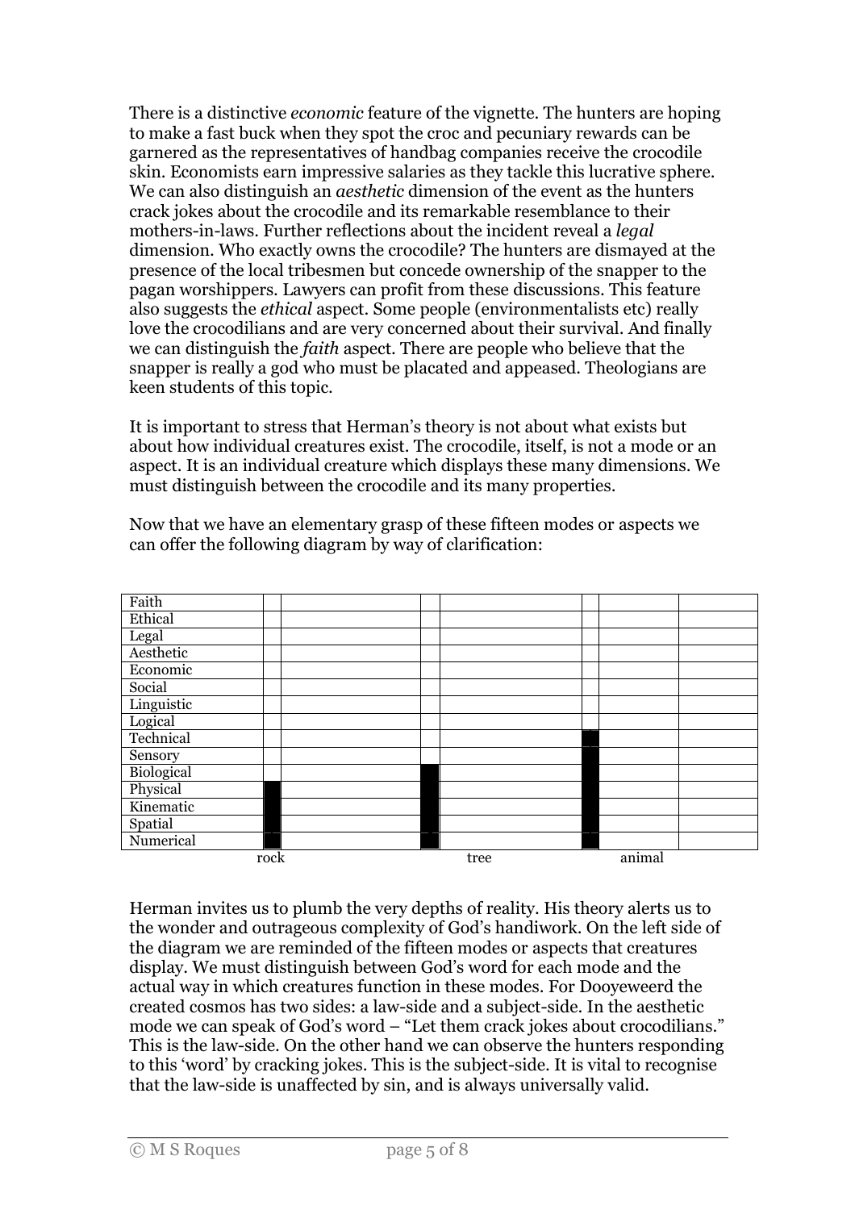There is a distinctive *economic* feature of the vignette. The hunters are hoping to make a fast buck when they spot the croc and pecuniary rewards can be garnered as the representatives of handbag companies receive the crocodile skin. Economists earn impressive salaries as they tackle this lucrative sphere. We can also distinguish an *aesthetic* dimension of the event as the hunters crack jokes about the crocodile and its remarkable resemblance to their mothers-in-laws. Further reflections about the incident reveal a *legal* dimension. Who exactly owns the crocodile? The hunters are dismayed at the presence of the local tribesmen but concede ownership of the snapper to the pagan worshippers. Lawyers can profit from these discussions. This feature also suggests the *ethical* aspect. Some people (environmentalists etc) really love the crocodilians and are very concerned about their survival. And finally we can distinguish the *faith* aspect. There are people who believe that the snapper is really a god who must be placated and appeased. Theologians are keen students of this topic.

It is important to stress that Herman's theory is not about what exists but about how individual creatures exist. The crocodile, itself, is not a mode or an aspect. It is an individual creature which displays these many dimensions. We must distinguish between the crocodile and its many properties.

Now that we have an elementary grasp of these fifteen modes or aspects we can offer the following diagram by way of clarification:

| | rock | tree | animal |
|---|---|---|---|
| Faith | | | |
| Ethical | | | |
| Legal | | | |
| Aesthetic | | | |
| Economic | | | |
| Social | | | |
| Linguistic | | | |
| Logical | | | |
| Technical | | | ■ |
| Sensory | | | ■ |
| Biological | | ■ | ■ |
| Physical | ■ | ■ | ■ |
| Kinematic | ■ | ■ | ■ |
| Spatial | ■ | ■ | ■ |
| Numerical | ■ | ■ | ■ |

Herman invites us to plumb the very depths of reality. His theory alerts us to the wonder and outrageous complexity of God's handiwork. On the left side of the diagram we are reminded of the fifteen modes or aspects that creatures display. We must distinguish between God's word for each mode and the actual way in which creatures function in these modes. For Dooyeweerd the created cosmos has two sides: a law-side and a subject-side. In the aesthetic mode we can speak of God's word – "Let them crack jokes about crocodilians." This is the law-side. On the other hand we can observe the hunters responding to this 'word' by cracking jokes. This is the subject-side. It is vital to recognise that the law-side is unaffected by sin, and is always universally valid.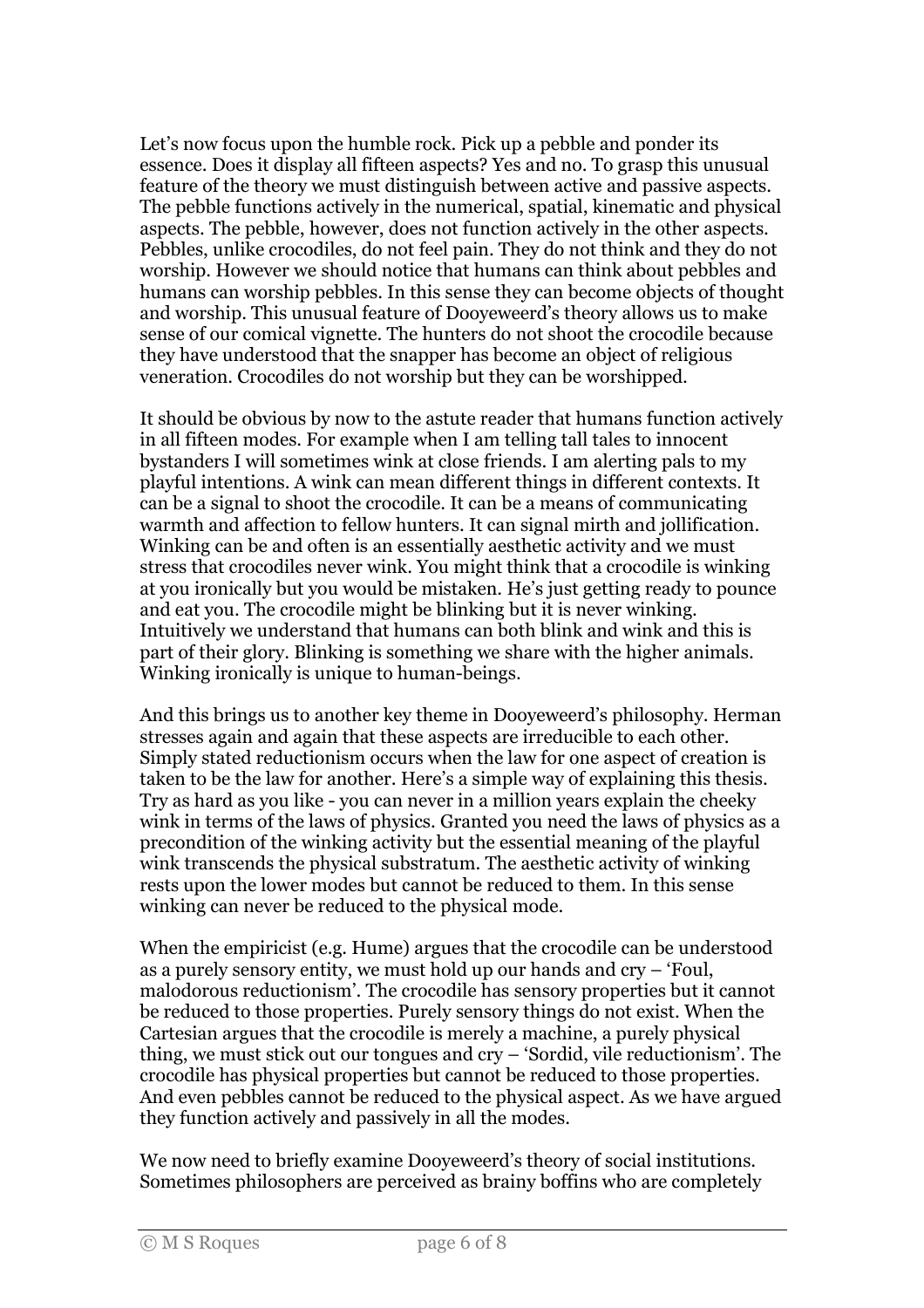Let's now focus upon the humble rock. Pick up a pebble and ponder its essence. Does it display all fifteen aspects? Yes and no. To grasp this unusual feature of the theory we must distinguish between active and passive aspects. The pebble functions actively in the numerical, spatial, kinematic and physical aspects. The pebble, however, does not function actively in the other aspects. Pebbles, unlike crocodiles, do not feel pain. They do not think and they do not worship. However we should notice that humans can think about pebbles and humans can worship pebbles. In this sense they can become objects of thought and worship. This unusual feature of Dooyeweerd's theory allows us to make sense of our comical vignette. The hunters do not shoot the crocodile because they have understood that the snapper has become an object of religious veneration. Crocodiles do not worship but they can be worshipped.

It should be obvious by now to the astute reader that humans function actively in all fifteen modes. For example when I am telling tall tales to innocent bystanders I will sometimes wink at close friends. I am alerting pals to my playful intentions. A wink can mean different things in different contexts. It can be a signal to shoot the crocodile. It can be a means of communicating warmth and affection to fellow hunters. It can signal mirth and jollification. Winking can be and often is an essentially aesthetic activity and we must stress that crocodiles never wink. You might think that a crocodile is winking at you ironically but you would be mistaken. He's just getting ready to pounce and eat you. The crocodile might be blinking but it is never winking. Intuitively we understand that humans can both blink and wink and this is part of their glory. Blinking is something we share with the higher animals. Winking ironically is unique to human-beings.

And this brings us to another key theme in Dooyeweerd's philosophy. Herman stresses again and again that these aspects are irreducible to each other. Simply stated reductionism occurs when the law for one aspect of creation is taken to be the law for another. Here's a simple way of explaining this thesis. Try as hard as you like - you can never in a million years explain the cheeky wink in terms of the laws of physics. Granted you need the laws of physics as a precondition of the winking activity but the essential meaning of the playful wink transcends the physical substratum. The aesthetic activity of winking rests upon the lower modes but cannot be reduced to them. In this sense winking can never be reduced to the physical mode.

When the empiricist (e.g. Hume) argues that the crocodile can be understood as a purely sensory entity, we must hold up our hands and cry – 'Foul, malodorous reductionism'. The crocodile has sensory properties but it cannot be reduced to those properties. Purely sensory things do not exist. When the Cartesian argues that the crocodile is merely a machine, a purely physical thing, we must stick out our tongues and cry – 'Sordid, vile reductionism'. The crocodile has physical properties but cannot be reduced to those properties. And even pebbles cannot be reduced to the physical aspect. As we have argued they function actively and passively in all the modes.

We now need to briefly examine Dooyeweerd's theory of social institutions. Sometimes philosophers are perceived as brainy boffins who are completely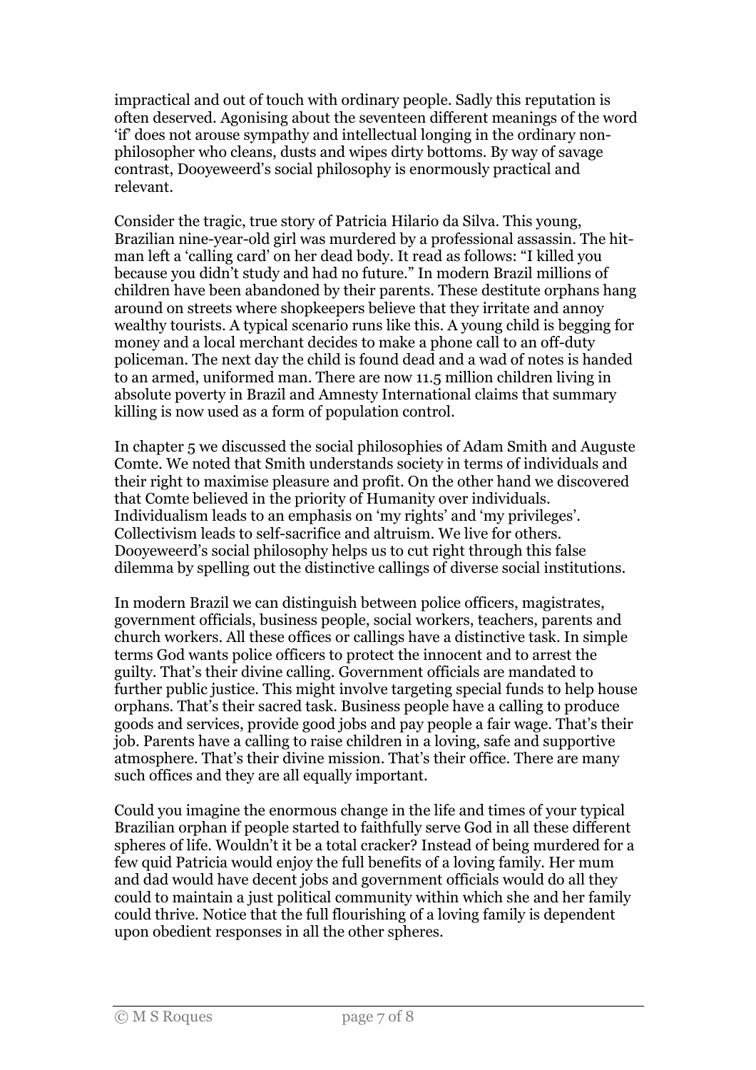impractical and out of touch with ordinary people. Sadly this reputation is often deserved. Agonising about the seventeen different meanings of the word 'if' does not arouse sympathy and intellectual longing in the ordinary non-philosopher who cleans, dusts and wipes dirty bottoms. By way of savage contrast, Dooyeweerd's social philosophy is enormously practical and relevant.

Consider the tragic, true story of Patricia Hilario da Silva. This young, Brazilian nine-year-old girl was murdered by a professional assassin. The hit-man left a 'calling card' on her dead body. It read as follows: "I killed you because you didn't study and had no future." In modern Brazil millions of children have been abandoned by their parents. These destitute orphans hang around on streets where shopkeepers believe that they irritate and annoy wealthy tourists. A typical scenario runs like this. A young child is begging for money and a local merchant decides to make a phone call to an off-duty policeman. The next day the child is found dead and a wad of notes is handed to an armed, uniformed man. There are now 11.5 million children living in absolute poverty in Brazil and Amnesty International claims that summary killing is now used as a form of population control.

In chapter 5 we discussed the social philosophies of Adam Smith and Auguste Comte. We noted that Smith understands society in terms of individuals and their right to maximise pleasure and profit. On the other hand we discovered that Comte believed in the priority of Humanity over individuals. Individualism leads to an emphasis on 'my rights' and 'my privileges'. Collectivism leads to self-sacrifice and altruism. We live for others. Dooyeweerd's social philosophy helps us to cut right through this false dilemma by spelling out the distinctive callings of diverse social institutions.

In modern Brazil we can distinguish between police officers, magistrates, government officials, business people, social workers, teachers, parents and church workers. All these offices or callings have a distinctive task. In simple terms God wants police officers to protect the innocent and to arrest the guilty. That's their divine calling. Government officials are mandated to further public justice. This might involve targeting special funds to help house orphans. That's their sacred task. Business people have a calling to produce goods and services, provide good jobs and pay people a fair wage. That's their job. Parents have a calling to raise children in a loving, safe and supportive atmosphere. That's their divine mission. That's their office. There are many such offices and they are all equally important.

Could you imagine the enormous change in the life and times of your typical Brazilian orphan if people started to faithfully serve God in all these different spheres of life. Wouldn't it be a total cracker? Instead of being murdered for a few quid Patricia would enjoy the full benefits of a loving family. Her mum and dad would have decent jobs and government officials would do all they could to maintain a just political community within which she and her family could thrive. Notice that the full flourishing of a loving family is dependent upon obedient responses in all the other spheres.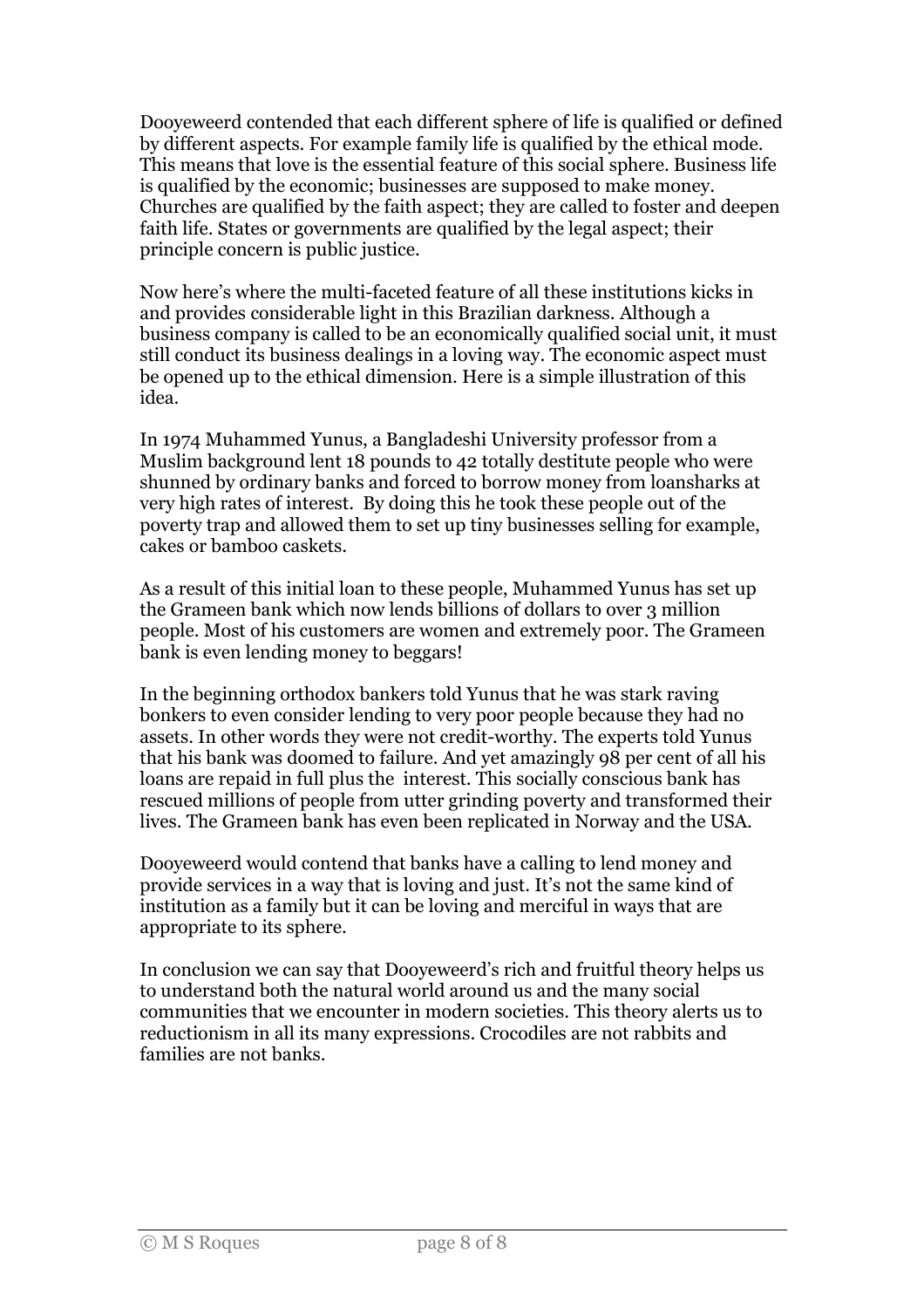Dooyeweerd contended that each different sphere of life is qualified or defined by different aspects. For example family life is qualified by the ethical mode. This means that love is the essential feature of this social sphere. Business life is qualified by the economic; businesses are supposed to make money. Churches are qualified by the faith aspect; they are called to foster and deepen faith life. States or governments are qualified by the legal aspect; their principle concern is public justice.

Now here's where the multi-faceted feature of all these institutions kicks in and provides considerable light in this Brazilian darkness. Although a business company is called to be an economically qualified social unit, it must still conduct its business dealings in a loving way. The economic aspect must be opened up to the ethical dimension. Here is a simple illustration of this idea.

In 1974 Muhammed Yunus, a Bangladeshi University professor from a Muslim background lent 18 pounds to 42 totally destitute people who were shunned by ordinary banks and forced to borrow money from loansharks at very high rates of interest. By doing this he took these people out of the poverty trap and allowed them to set up tiny businesses selling for example, cakes or bamboo caskets.

As a result of this initial loan to these people, Muhammed Yunus has set up the Grameen bank which now lends billions of dollars to over 3 million people. Most of his customers are women and extremely poor. The Grameen bank is even lending money to beggars!

In the beginning orthodox bankers told Yunus that he was stark raving bonkers to even consider lending to very poor people because they had no assets. In other words they were not credit-worthy. The experts told Yunus that his bank was doomed to failure. And yet amazingly 98 per cent of all his loans are repaid in full plus the interest. This socially conscious bank has rescued millions of people from utter grinding poverty and transformed their lives. The Grameen bank has even been replicated in Norway and the USA.

Dooyeweerd would contend that banks have a calling to lend money and provide services in a way that is loving and just. It's not the same kind of institution as a family but it can be loving and merciful in ways that are appropriate to its sphere.

In conclusion we can say that Dooyeweerd's rich and fruitful theory helps us to understand both the natural world around us and the many social communities that we encounter in modern societies. This theory alerts us to reductionism in all its many expressions. Crocodiles are not rabbits and families are not banks.

© M S Roques